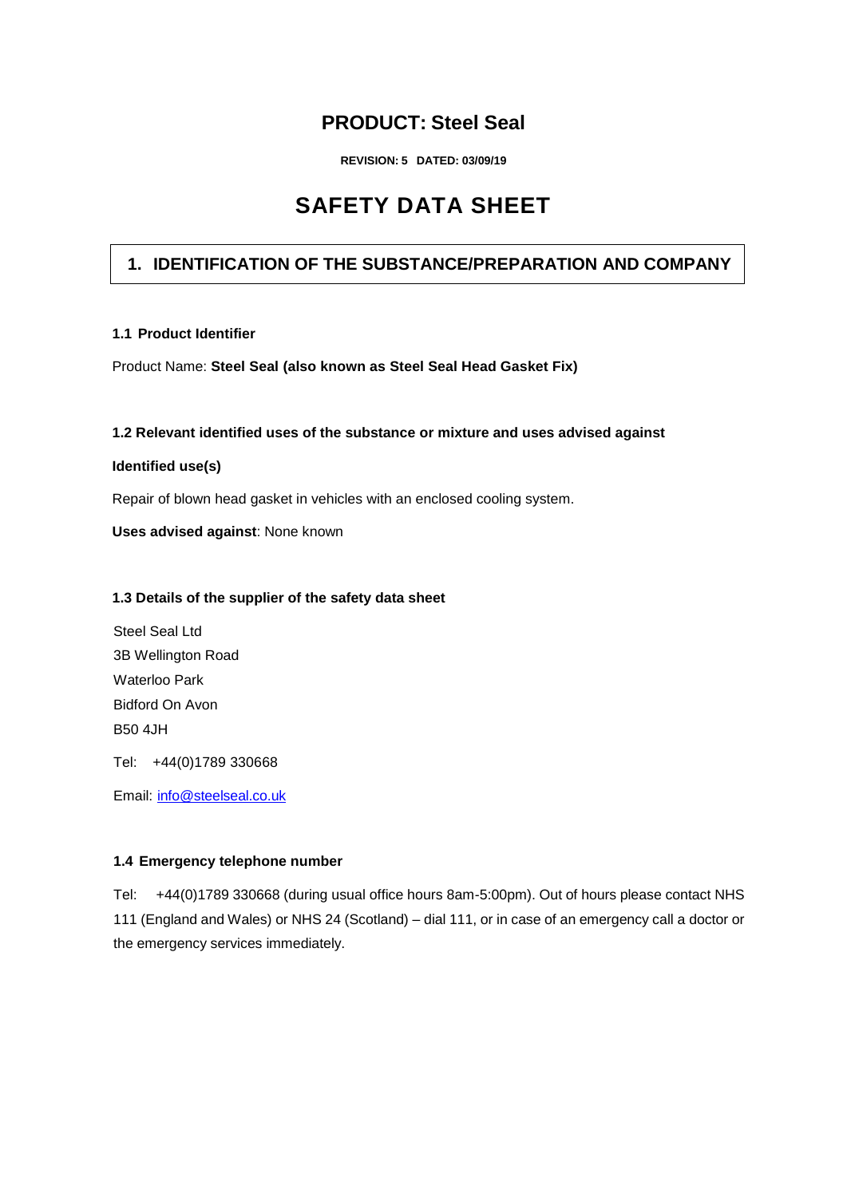# PRODUCT: Steel Seal

**REVISION: 5 DATED: 03/09/19**

# SAFETY DATA SHEET

## 1. IDENTIFICATION OF THE SUBSTANCE/PREPARATION AND COMPANY

### 1.1 Product Identifier

Product Name: **Steel Seal (also known as Steel Seal Head Gasket Fix)**

### 1.2 Relevant identified uses of the substance or mixture and uses advised against

**Identified use(s)**

Repair of blown head gasket in vehicles with an enclosed cooling system.

**Uses advised against**: None known

### 1.3 Details of the supplier of the safety data sheet

Steel Seal Ltd
3B Wellington Road
Waterloo Park
Bidford On Avon
B50 4JH

Tel: +44(0)1789 330668

Email: info@steelseal.co.uk

### 1.4 Emergency telephone number

Tel: +44(0)1789 330668 (during usual office hours 8am-5:00pm). Out of hours please contact NHS 111 (England and Wales) or NHS 24 (Scotland) – dial 111, or in case of an emergency call a doctor or the emergency services immediately.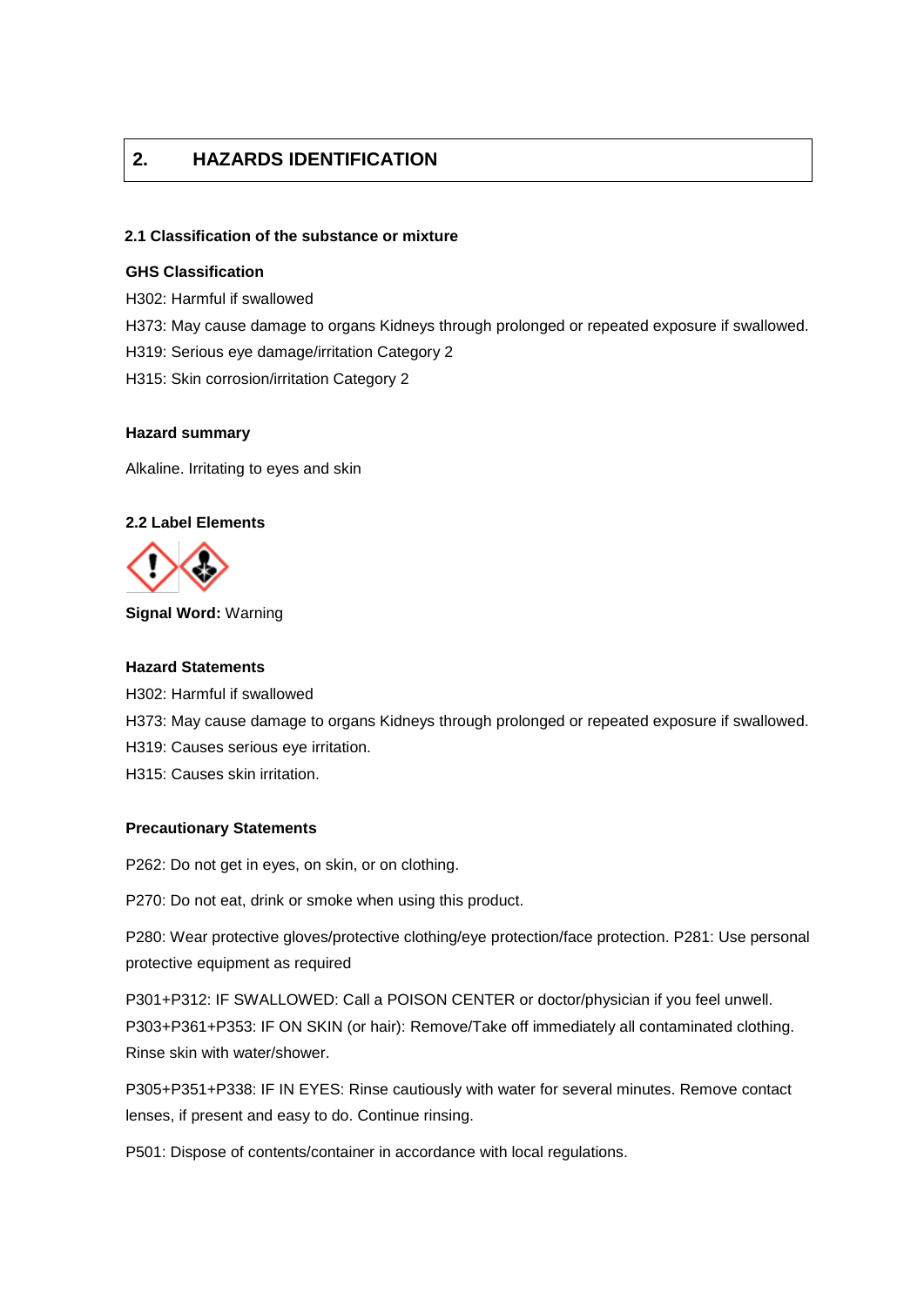## 2. HAZARDS IDENTIFICATION

### 2.1 Classification of the substance or mixture

**GHS Classification**

H302: Harmful if swallowed

H373: May cause damage to organs Kidneys through prolonged or repeated exposure if swallowed.

H319: Serious eye damage/irritation Category 2

H315: Skin corrosion/irritation Category 2

**Hazard summary**

Alkaline. Irritating to eyes and skin

### 2.2 Label Elements

**Signal Word:** Warning

**Hazard Statements**

H302: Harmful if swallowed

H373: May cause damage to organs Kidneys through prolonged or repeated exposure if swallowed.

H319: Causes serious eye irritation.

H315: Causes skin irritation.

**Precautionary Statements**

P262: Do not get in eyes, on skin, or on clothing.

P270: Do not eat, drink or smoke when using this product.

P280: Wear protective gloves/protective clothing/eye protection/face protection. P281: Use personal protective equipment as required

P301+P312: IF SWALLOWED: Call a POISON CENTER or doctor/physician if you feel unwell.
P303+P361+P353: IF ON SKIN (or hair): Remove/Take off immediately all contaminated clothing. Rinse skin with water/shower.

P305+P351+P338: IF IN EYES: Rinse cautiously with water for several minutes. Remove contact lenses, if present and easy to do. Continue rinsing.

P501: Dispose of contents/container in accordance with local regulations.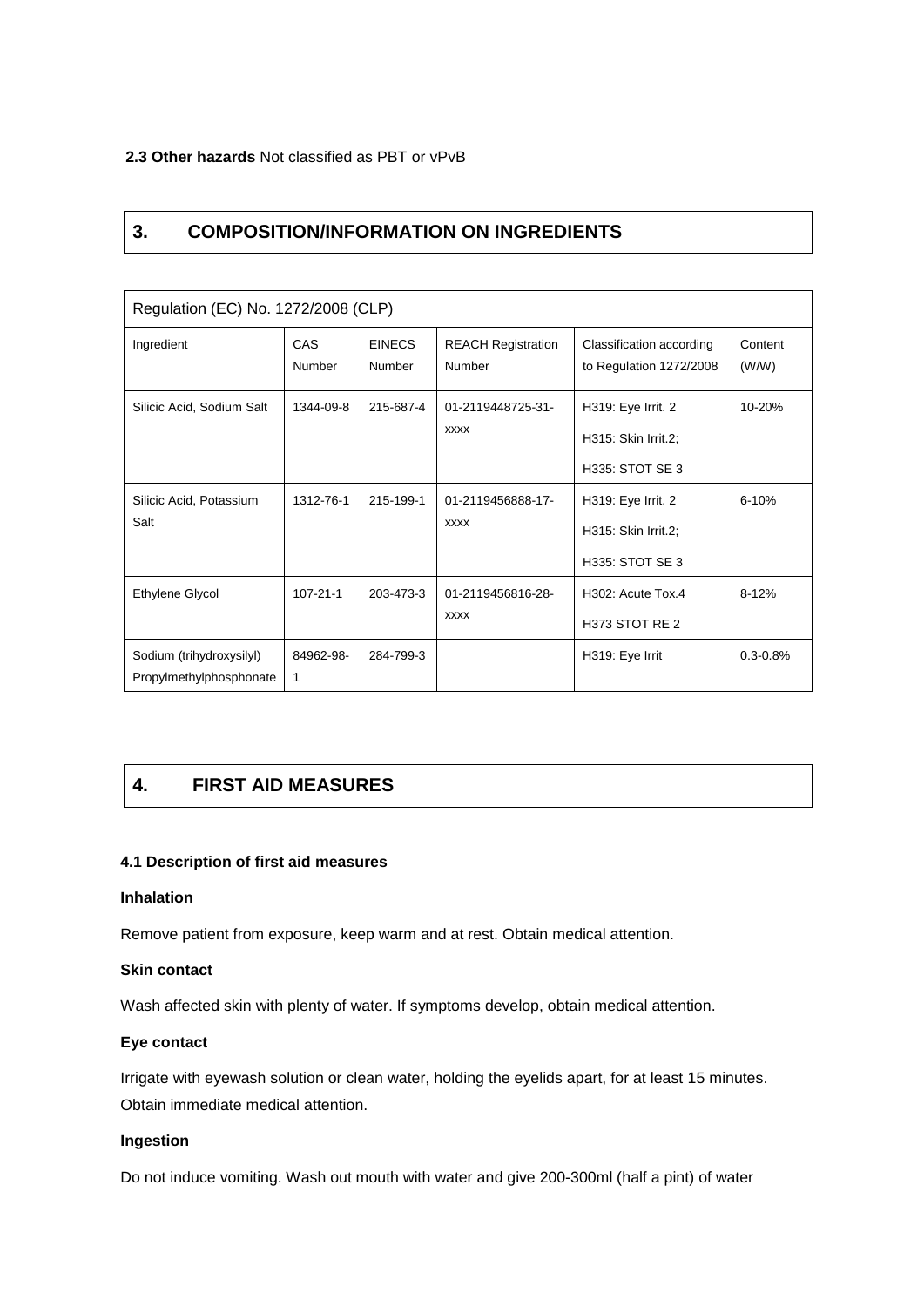**2.3 Other hazards** Not classified as PBT or vPvB

## 3. COMPOSITION/INFORMATION ON INGREDIENTS

| Regulation (EC) No. 1272/2008 (CLP) | | | | | |
|---|---|---|---|---|---|
| Ingredient | CAS Number | EINECS Number | REACH Registration Number | Classification according to Regulation 1272/2008 | Content (W/W) |
| Silicic Acid, Sodium Salt | 1344-09-8 | 215-687-4 | 01-2119448725-31-xxxx | H319: Eye Irrit. 2<br>H315: Skin Irrit.2;<br>H335: STOT SE 3 | 10-20% |
| Silicic Acid, Potassium Salt | 1312-76-1 | 215-199-1 | 01-2119456888-17-xxxx | H319: Eye Irrit. 2<br>H315: Skin Irrit.2;<br>H335: STOT SE 3 | 6-10% |
| Ethylene Glycol | 107-21-1 | 203-473-3 | 01-2119456816-28-xxxx | H302: Acute Tox.4<br>H373 STOT RE 2 | 8-12% |
| Sodium (trihydroxysilyl) Propylmethylphosphonate | 84962-98-1 | 284-799-3 | | H319: Eye Irrit | 0.3-0.8% |

## 4. FIRST AID MEASURES

### 4.1 Description of first aid measures

**Inhalation**

Remove patient from exposure, keep warm and at rest. Obtain medical attention.

**Skin contact**

Wash affected skin with plenty of water. If symptoms develop, obtain medical attention.

**Eye contact**

Irrigate with eyewash solution or clean water, holding the eyelids apart, for at least 15 minutes. Obtain immediate medical attention.

**Ingestion**

Do not induce vomiting. Wash out mouth with water and give 200-300ml (half a pint) of water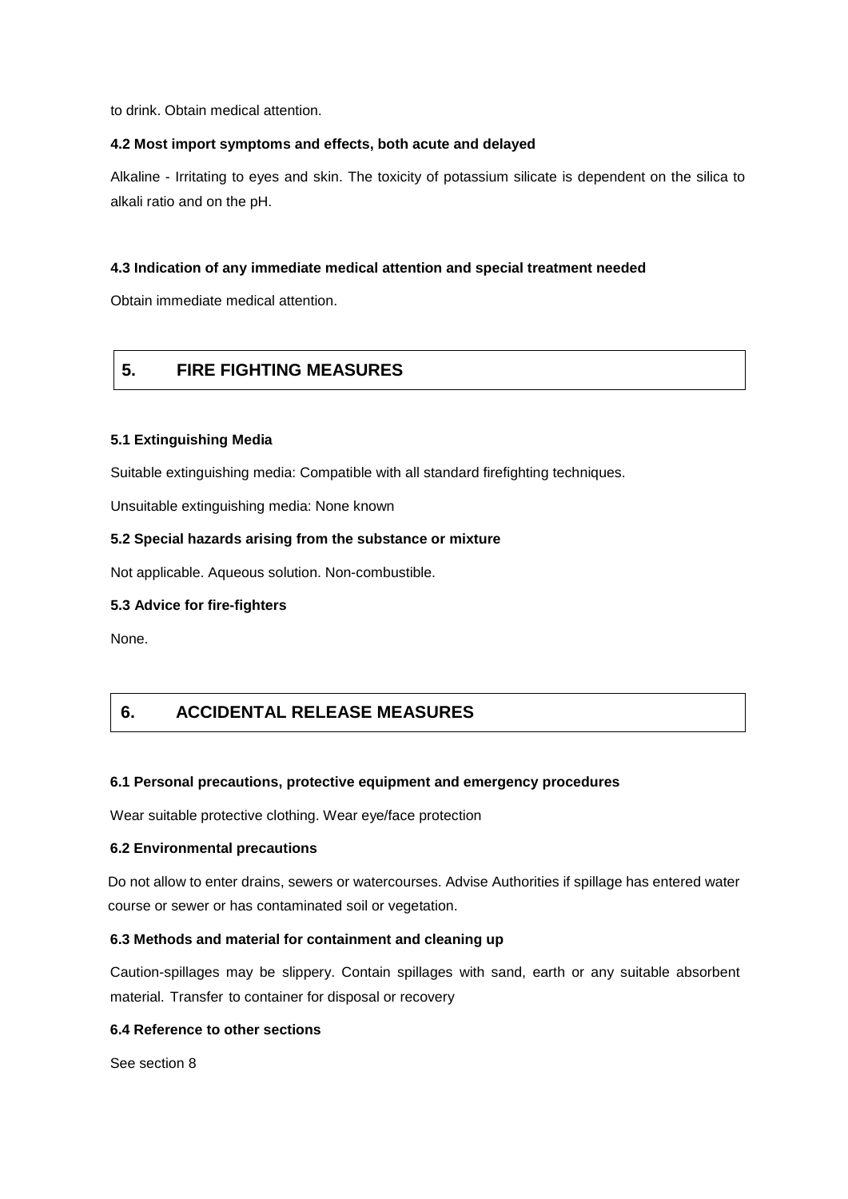to drink. Obtain medical attention.

**4.2 Most import symptoms and effects, both acute and delayed**

Alkaline - Irritating to eyes and skin. The toxicity of potassium silicate is dependent on the silica to alkali ratio and on the pH.

**4.3 Indication of any immediate medical attention and special treatment needed**

Obtain immediate medical attention.

## 5. FIRE FIGHTING MEASURES

**5.1 Extinguishing Media**

Suitable extinguishing media: Compatible with all standard firefighting techniques.

Unsuitable extinguishing media: None known

**5.2 Special hazards arising from the substance or mixture**

Not applicable. Aqueous solution. Non-combustible.

**5.3 Advice for fire-fighters**

None.

## 6. ACCIDENTAL RELEASE MEASURES

**6.1 Personal precautions, protective equipment and emergency procedures**

Wear suitable protective clothing. Wear eye/face protection

**6.2 Environmental precautions**

Do not allow to enter drains, sewers or watercourses. Advise Authorities if spillage has entered water course or sewer or has contaminated soil or vegetation.

**6.3 Methods and material for containment and cleaning up**

Caution-spillages may be slippery. Contain spillages with sand, earth or any suitable absorbent material. Transfer to container for disposal or recovery

**6.4 Reference to other sections**

See section 8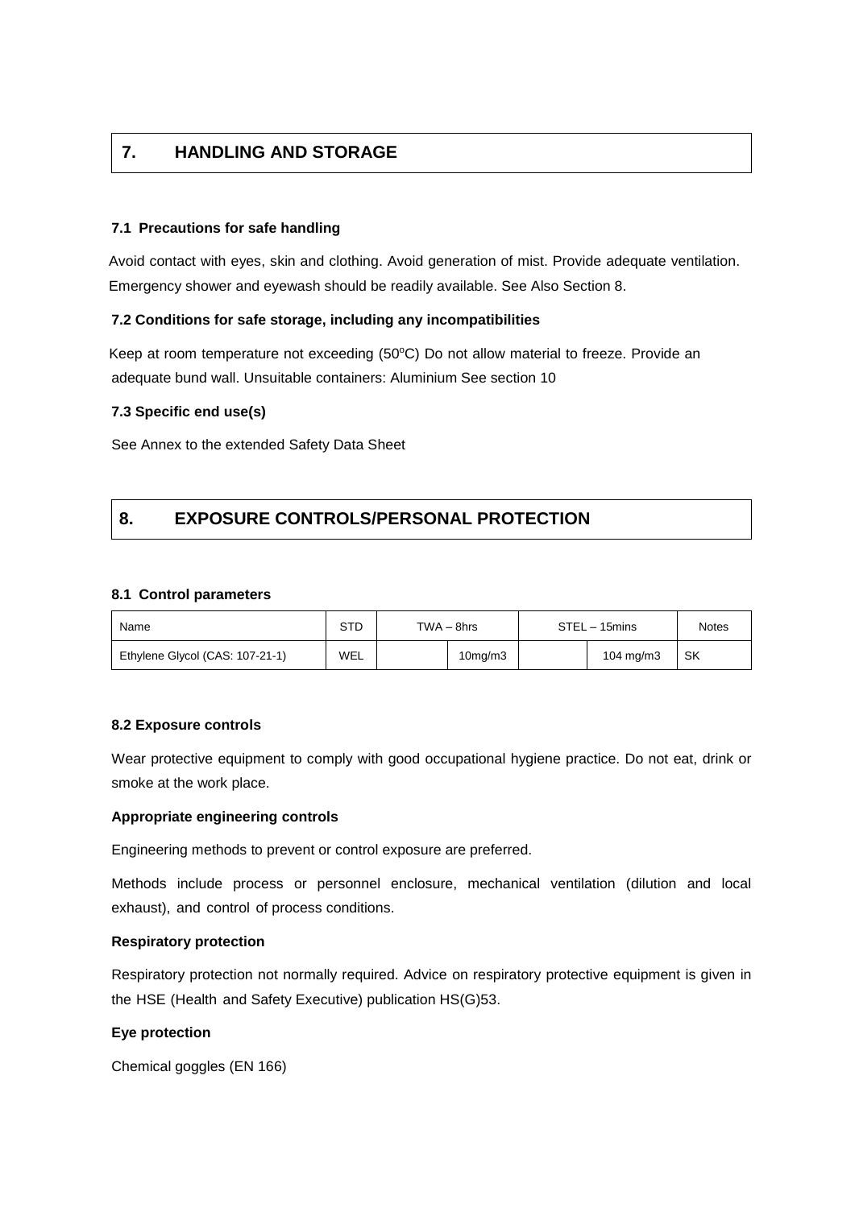## 7. HANDLING AND STORAGE

### 7.1 Precautions for safe handling

Avoid contact with eyes, skin and clothing. Avoid generation of mist. Provide adequate ventilation. Emergency shower and eyewash should be readily available. See Also Section 8.

### 7.2 Conditions for safe storage, including any incompatibilities

Keep at room temperature not exceeding (50$^{o}$C) Do not allow material to freeze. Provide an adequate bund wall. Unsuitable containers: Aluminium See section 10

### 7.3 Specific end use(s)

See Annex to the extended Safety Data Sheet

## 8. EXPOSURE CONTROLS/PERSONAL PROTECTION

### 8.1 Control parameters

| Name | STD | TWA – 8hrs | | STEL – 15mins | | Notes |
|---|---|---|---|---|---|---|
| Ethylene Glycol (CAS: 107-21-1) | WEL | | 10mg/m3 | | 104 mg/m3 | SK |

### 8.2 Exposure controls

Wear protective equipment to comply with good occupational hygiene practice. Do not eat, drink or smoke at the work place.

**Appropriate engineering controls**

Engineering methods to prevent or control exposure are preferred.

Methods include process or personnel enclosure, mechanical ventilation (dilution and local exhaust), and control of process conditions.

**Respiratory protection**

Respiratory protection not normally required. Advice on respiratory protective equipment is given in the HSE (Health and Safety Executive) publication HS(G)53.

**Eye protection**

Chemical goggles (EN 166)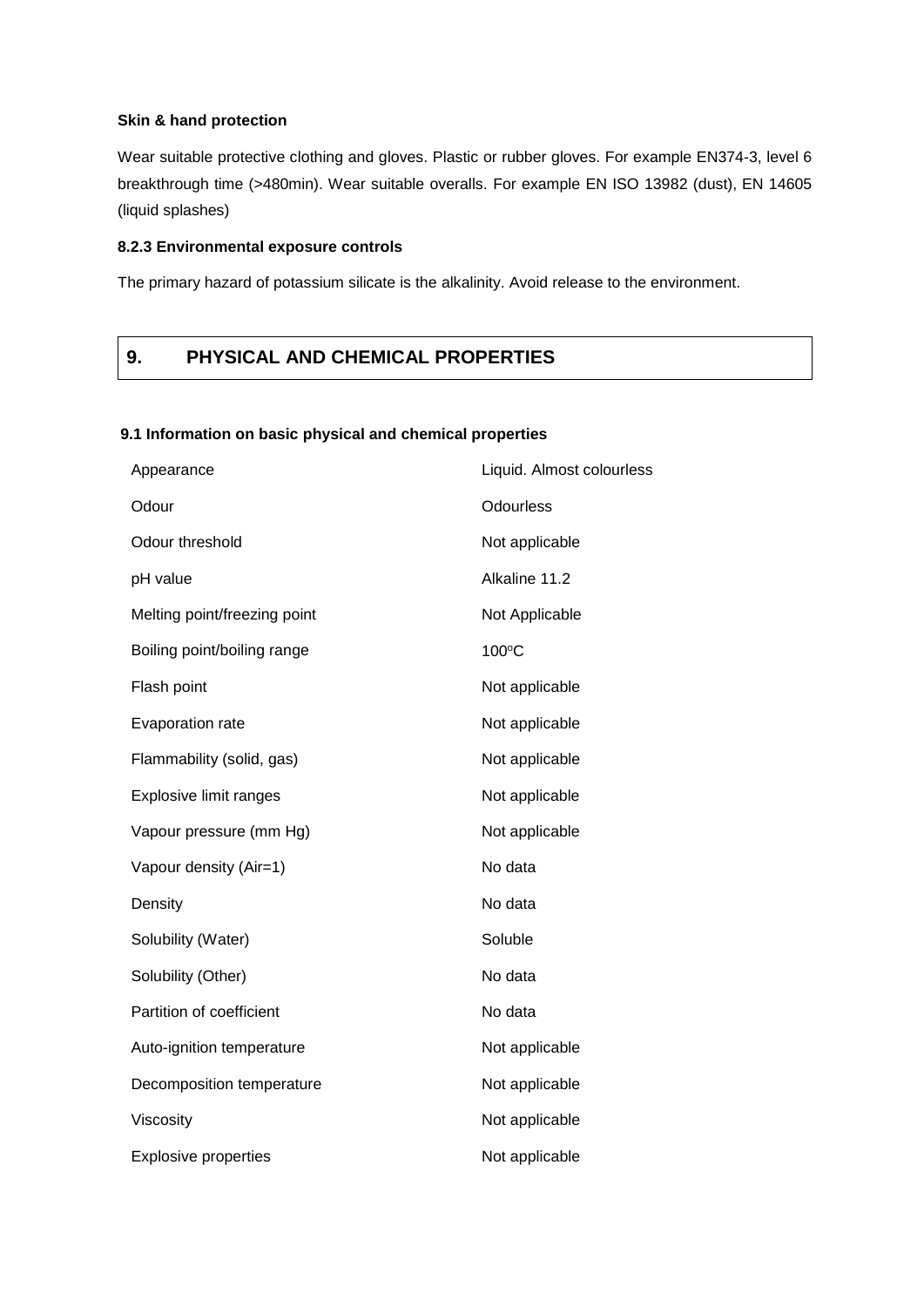**Skin & hand protection**

Wear suitable protective clothing and gloves. Plastic or rubber gloves. For example EN374-3, level 6 breakthrough time (>480min). Wear suitable overalls. For example EN ISO 13982 (dust), EN 14605 (liquid splashes)

**8.2.3 Environmental exposure controls**

The primary hazard of potassium silicate is the alkalinity. Avoid release to the environment.

## 9. PHYSICAL AND CHEMICAL PROPERTIES

**9.1 Information on basic physical and chemical properties**

| | |
|---|---|
| Appearance | Liquid. Almost colourless |
| Odour | Odourless |
| Odour threshold | Not applicable |
| pH value | Alkaline 11.2 |
| Melting point/freezing point | Not Applicable |
| Boiling point/boiling range | 100ºC |
| Flash point | Not applicable |
| Evaporation rate | Not applicable |
| Flammability (solid, gas) | Not applicable |
| Explosive limit ranges | Not applicable |
| Vapour pressure (mm Hg) | Not applicable |
| Vapour density (Air=1) | No data |
| Density | No data |
| Solubility (Water) | Soluble |
| Solubility (Other) | No data |
| Partition of coefficient | No data |
| Auto-ignition temperature | Not applicable |
| Decomposition temperature | Not applicable |
| Viscosity | Not applicable |
| Explosive properties | Not applicable |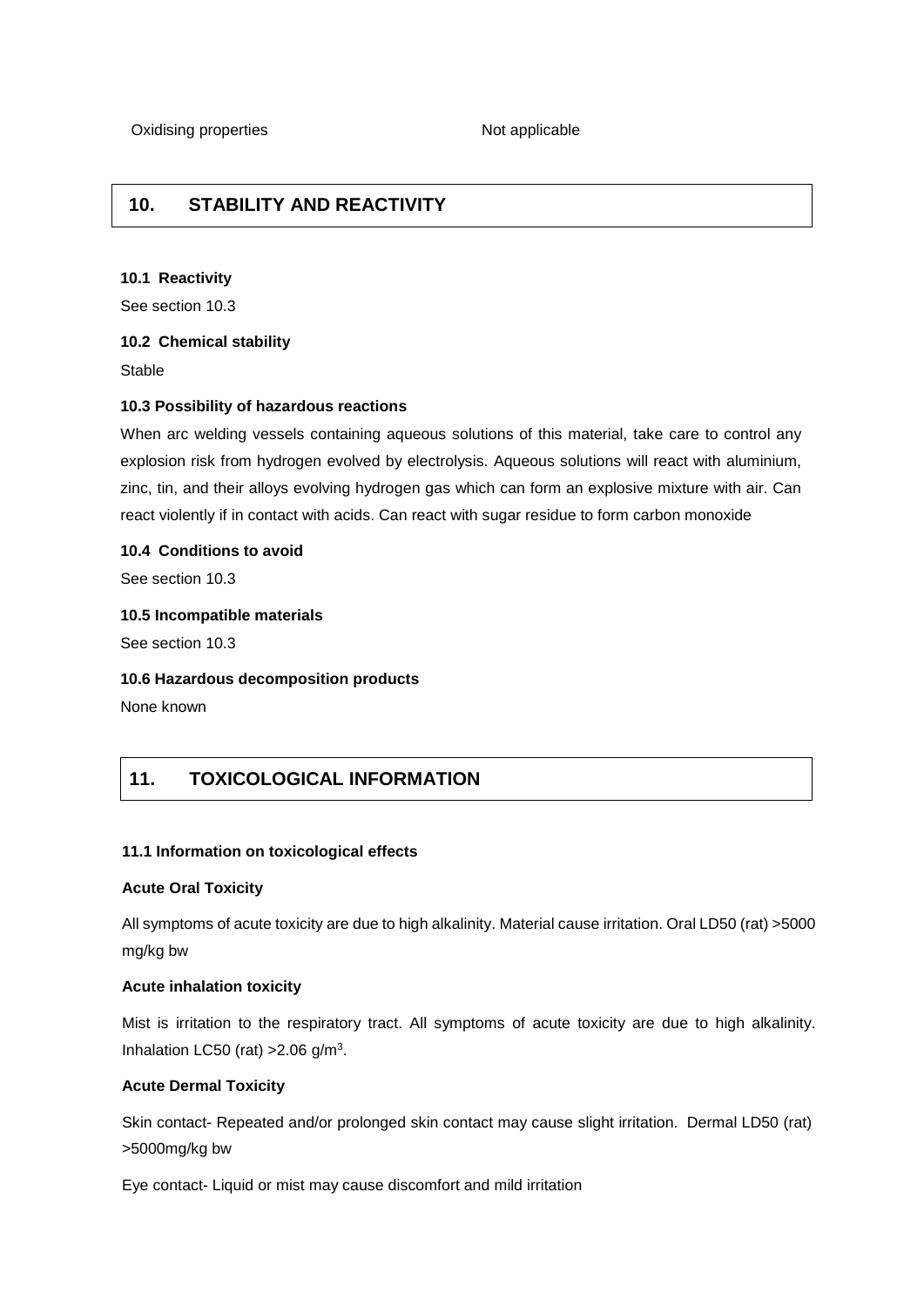| Oxidising properties | Not applicable |
| --- | --- |

## 10. STABILITY AND REACTIVITY

**10.1 Reactivity**

See section 10.3

**10.2 Chemical stability**

Stable

**10.3 Possibility of hazardous reactions**

When arc welding vessels containing aqueous solutions of this material, take care to control any explosion risk from hydrogen evolved by electrolysis. Aqueous solutions will react with aluminium, zinc, tin, and their alloys evolving hydrogen gas which can form an explosive mixture with air. Can react violently if in contact with acids. Can react with sugar residue to form carbon monoxide

**10.4 Conditions to avoid**

See section 10.3

**10.5 Incompatible materials**

See section 10.3

**10.6 Hazardous decomposition products**

None known

## 11. TOXICOLOGICAL INFORMATION

**11.1 Information on toxicological effects**

**Acute Oral Toxicity**

All symptoms of acute toxicity are due to high alkalinity. Material cause irritation. Oral LD50 (rat) >5000 mg/kg bw

**Acute inhalation toxicity**

Mist is irritation to the respiratory tract. All symptoms of acute toxicity are due to high alkalinity. Inhalation LC50 (rat) >2.06 g/$m^3$.

**Acute Dermal Toxicity**

Skin contact- Repeated and/or prolonged skin contact may cause slight irritation. Dermal LD50 (rat) >5000mg/kg bw

Eye contact- Liquid or mist may cause discomfort and mild irritation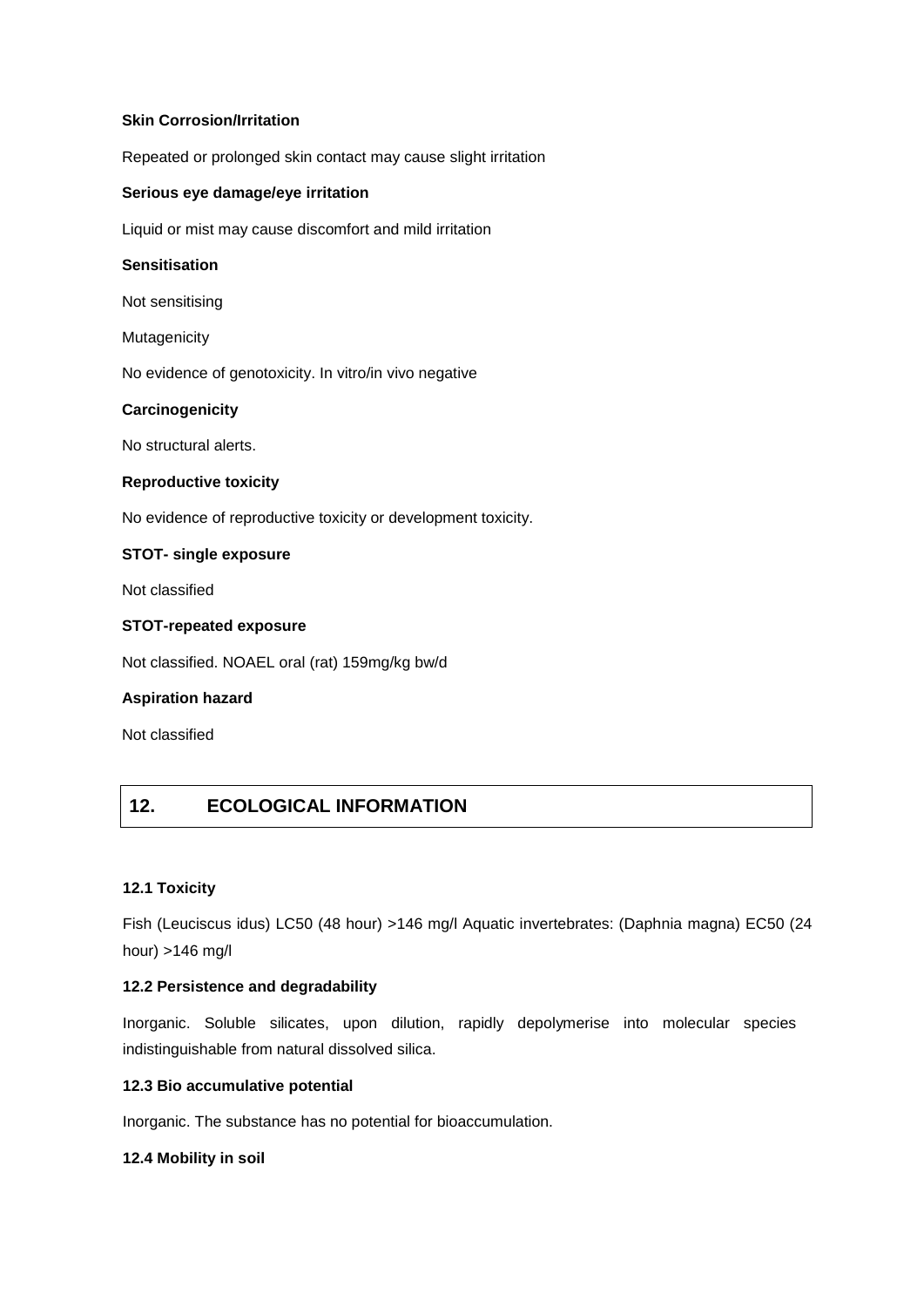**Skin Corrosion/Irritation**

Repeated or prolonged skin contact may cause slight irritation

**Serious eye damage/eye irritation**

Liquid or mist may cause discomfort and mild irritation

**Sensitisation**

Not sensitising

Mutagenicity

No evidence of genotoxicity. In vitro/in vivo negative

**Carcinogenicity**

No structural alerts.

**Reproductive toxicity**

No evidence of reproductive toxicity or development toxicity.

**STOT- single exposure**

Not classified

**STOT-repeated exposure**

Not classified. NOAEL oral (rat) 159mg/kg bw/d

**Aspiration hazard**

Not classified

## 12. ECOLOGICAL INFORMATION

**12.1 Toxicity**

Fish (Leuciscus idus) LC50 (48 hour) >146 mg/l Aquatic invertebrates: (Daphnia magna) EC50 (24 hour) >146 mg/l

**12.2 Persistence and degradability**

Inorganic. Soluble silicates, upon dilution, rapidly depolymerise into molecular species indistinguishable from natural dissolved silica.

**12.3 Bio accumulative potential**

Inorganic. The substance has no potential for bioaccumulation.

**12.4 Mobility in soil**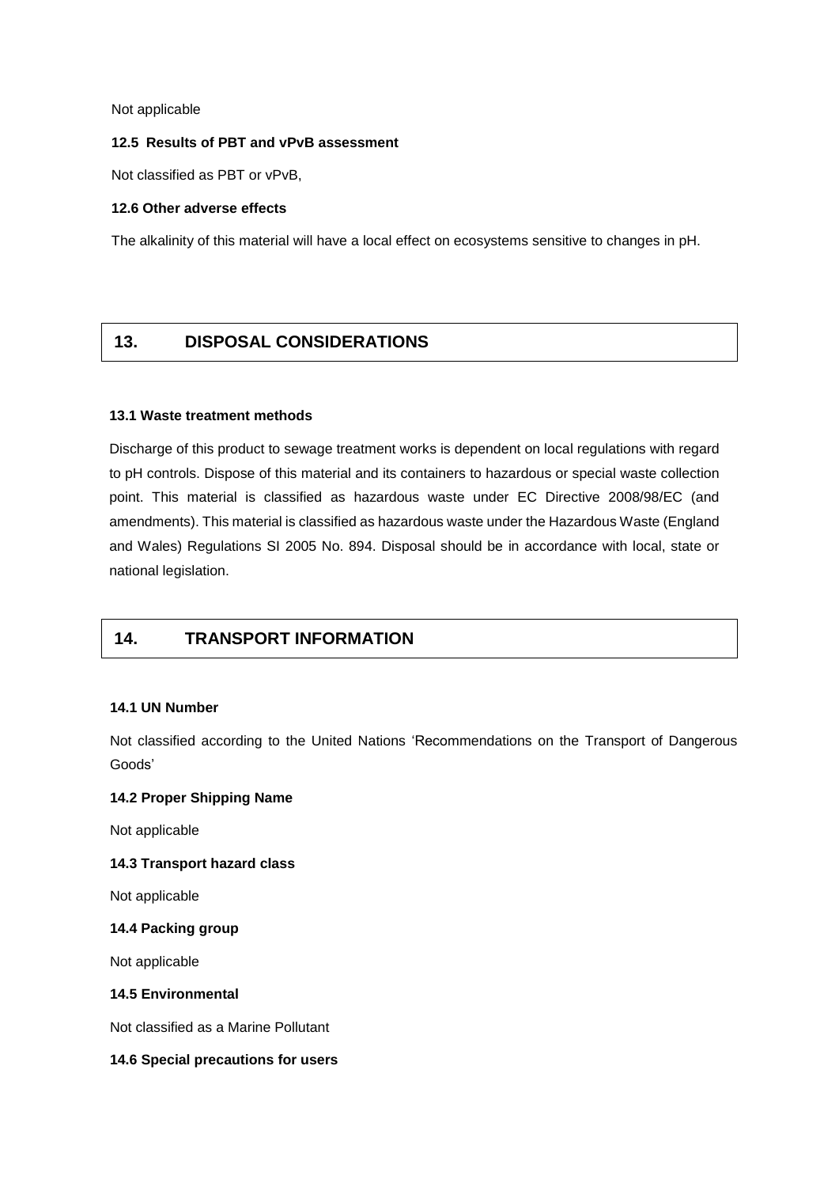Not applicable

**12.5 Results of PBT and vPvB assessment**

Not classified as PBT or vPvB,

**12.6 Other adverse effects**

The alkalinity of this material will have a local effect on ecosystems sensitive to changes in pH.

## 13. DISPOSAL CONSIDERATIONS

**13.1 Waste treatment methods**

Discharge of this product to sewage treatment works is dependent on local regulations with regard to pH controls. Dispose of this material and its containers to hazardous or special waste collection point. This material is classified as hazardous waste under EC Directive 2008/98/EC (and amendments). This material is classified as hazardous waste under the Hazardous Waste (England and Wales) Regulations SI 2005 No. 894. Disposal should be in accordance with local, state or national legislation.

## 14. TRANSPORT INFORMATION

**14.1 UN Number**

Not classified according to the United Nations 'Recommendations on the Transport of Dangerous Goods'

**14.2 Proper Shipping Name**

Not applicable

**14.3 Transport hazard class**

Not applicable

**14.4 Packing group**

Not applicable

**14.5 Environmental**

Not classified as a Marine Pollutant

**14.6 Special precautions for users**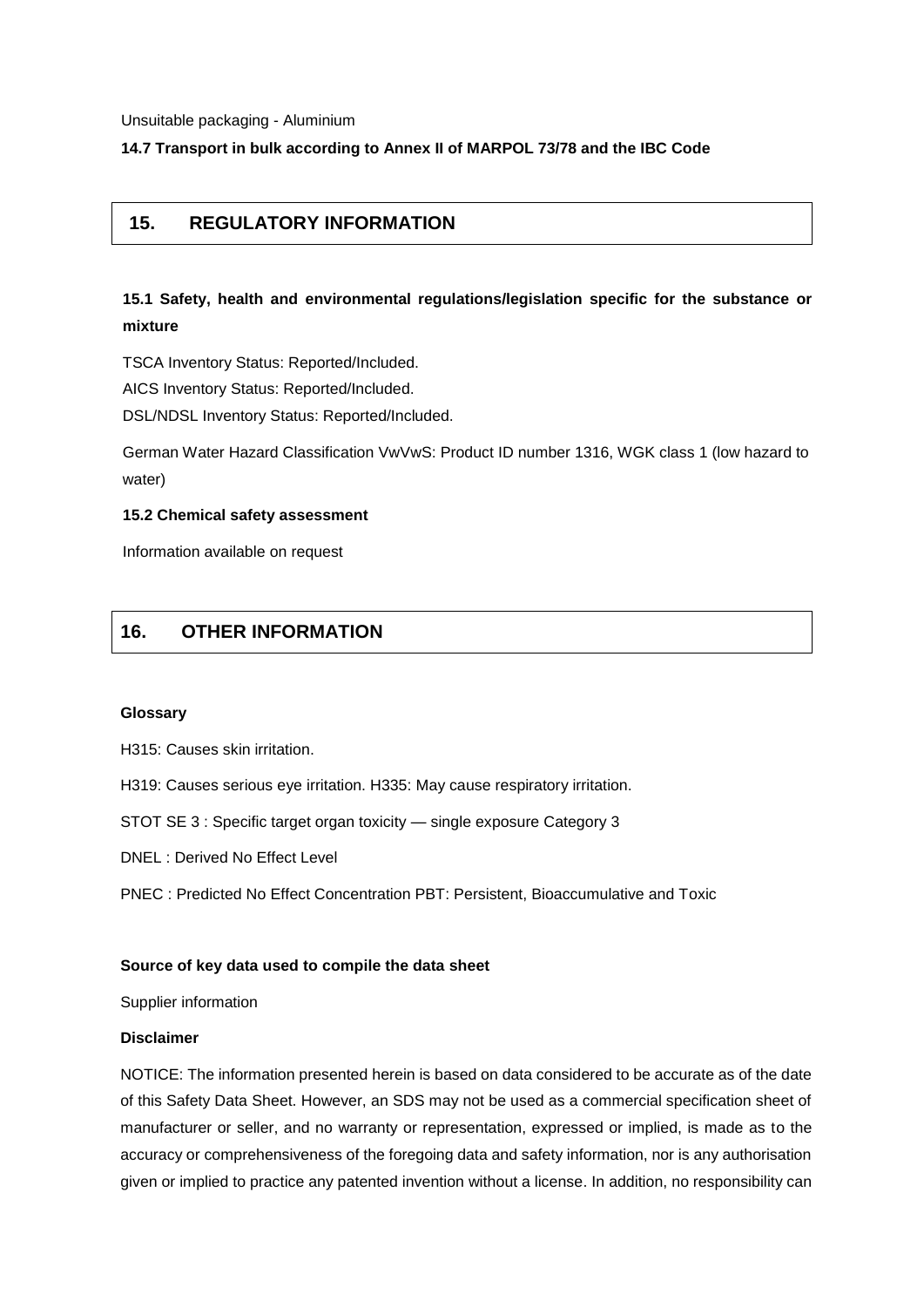Unsuitable packaging - Aluminium

**14.7 Transport in bulk according to Annex II of MARPOL 73/78 and the IBC Code**

## 15. REGULATORY INFORMATION

**15.1 Safety, health and environmental regulations/legislation specific for the substance or mixture**

TSCA Inventory Status: Reported/Included.

AICS Inventory Status: Reported/Included.

DSL/NDSL Inventory Status: Reported/Included.

German Water Hazard Classification VwVwS: Product ID number 1316, WGK class 1 (low hazard to water)

**15.2 Chemical safety assessment**

Information available on request

## 16. OTHER INFORMATION

**Glossary**

H315: Causes skin irritation.

H319: Causes serious eye irritation. H335: May cause respiratory irritation.

STOT SE 3 : Specific target organ toxicity — single exposure Category 3

DNEL : Derived No Effect Level

PNEC : Predicted No Effect Concentration PBT: Persistent, Bioaccumulative and Toxic

**Source of key data used to compile the data sheet**

Supplier information

**Disclaimer**

NOTICE: The information presented herein is based on data considered to be accurate as of the date of this Safety Data Sheet. However, an SDS may not be used as a commercial specification sheet of manufacturer or seller, and no warranty or representation, expressed or implied, is made as to the accuracy or comprehensiveness of the foregoing data and safety information, nor is any authorisation given or implied to practice any patented invention without a license. In addition, no responsibility can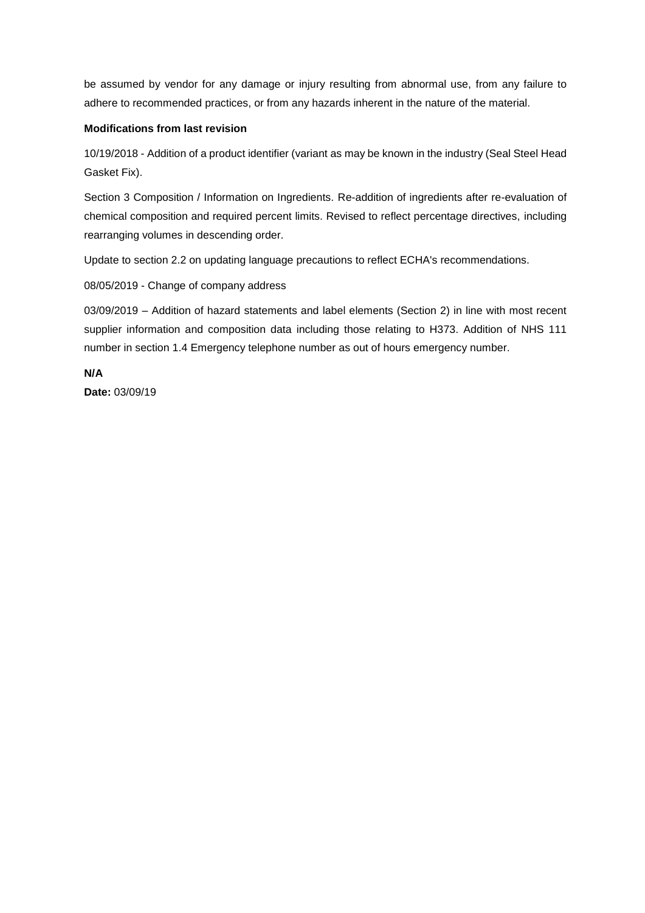be assumed by vendor for any damage or injury resulting from abnormal use, from any failure to adhere to recommended practices, or from any hazards inherent in the nature of the material.

**Modifications from last revision**

10/19/2018 - Addition of a product identifier (variant as may be known in the industry (Seal Steel Head Gasket Fix).

Section 3 Composition / Information on Ingredients. Re-addition of ingredients after re-evaluation of chemical composition and required percent limits. Revised to reflect percentage directives, including rearranging volumes in descending order.

Update to section 2.2 on updating language precautions to reflect ECHA's recommendations.

08/05/2019 - Change of company address

03/09/2019 – Addition of hazard statements and label elements (Section 2) in line with most recent supplier information and composition data including those relating to H373. Addition of NHS 111 number in section 1.4 Emergency telephone number as out of hours emergency number.

**N/A**

**Date:** 03/09/19